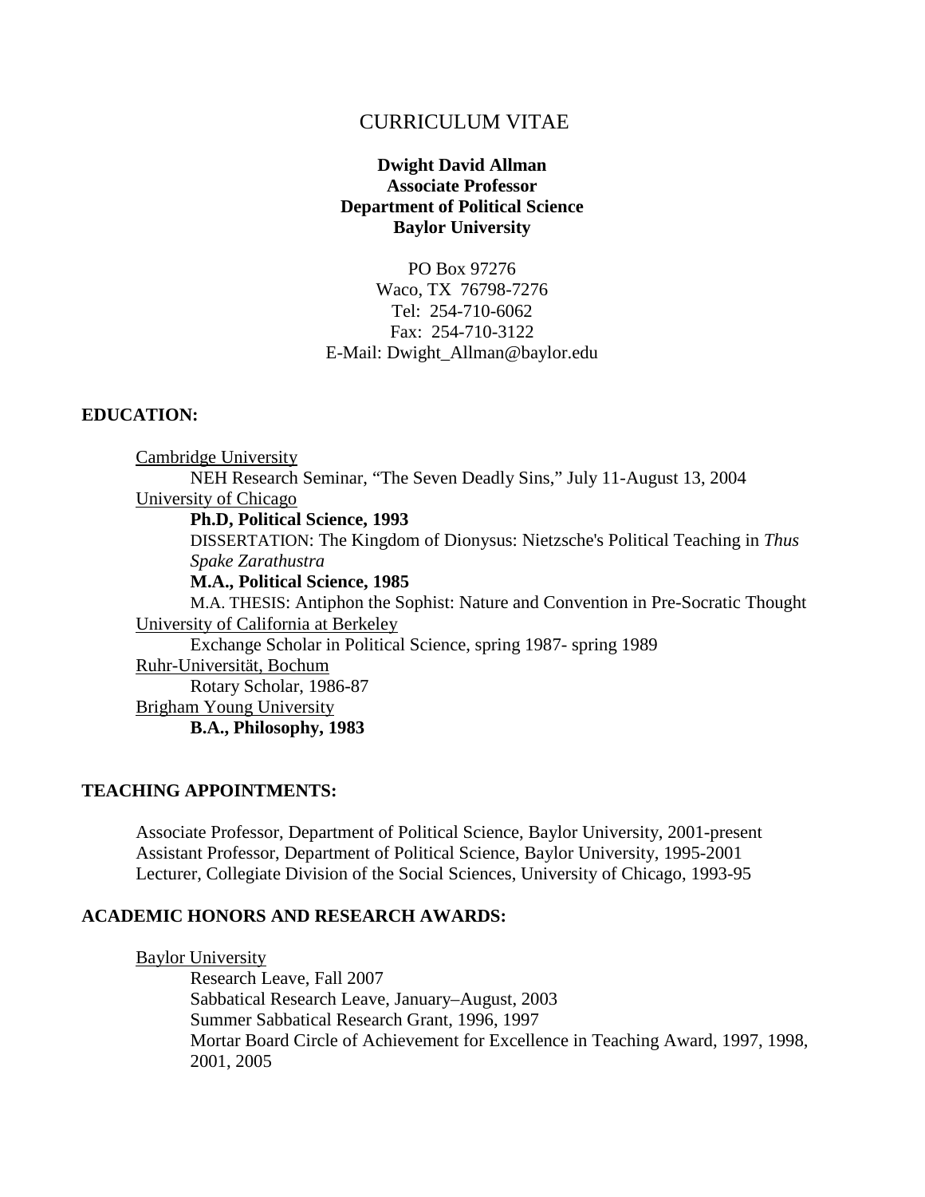# CURRICULUM VITAE

**Dwight David Allman**
**Associate Professor**
**Department of Political Science**
**Baylor University**

PO Box 97276
Waco, TX 76798-7276
Tel: 254-710-6062
Fax: 254-710-3122
E-Mail: Dwight_Allman@baylor.edu

## EDUCATION:

Cambridge University
- NEH Research Seminar, "The Seven Deadly Sins," July 11-August 13, 2004

University of Chicago
- **Ph.D, Political Science, 1993**
- DISSERTATION: The Kingdom of Dionysus: Nietzsche's Political Teaching in *Thus Spake Zarathustra*
- **M.A., Political Science, 1985**
- M.A. THESIS: Antiphon the Sophist: Nature and Convention in Pre-Socratic Thought

University of California at Berkeley
- Exchange Scholar in Political Science, spring 1987- spring 1989

Ruhr-Universität, Bochum
- Rotary Scholar, 1986-87

Brigham Young University
- **B.A., Philosophy, 1983**

## TEACHING APPOINTMENTS:

Associate Professor, Department of Political Science, Baylor University, 2001-present
Assistant Professor, Department of Political Science, Baylor University, 1995-2001
Lecturer, Collegiate Division of the Social Sciences, University of Chicago, 1993-95

## ACADEMIC HONORS AND RESEARCH AWARDS:

Baylor University
- Research Leave, Fall 2007
- Sabbatical Research Leave, January–August, 2003
- Summer Sabbatical Research Grant, 1996, 1997
- Mortar Board Circle of Achievement for Excellence in Teaching Award, 1997, 1998, 2001, 2005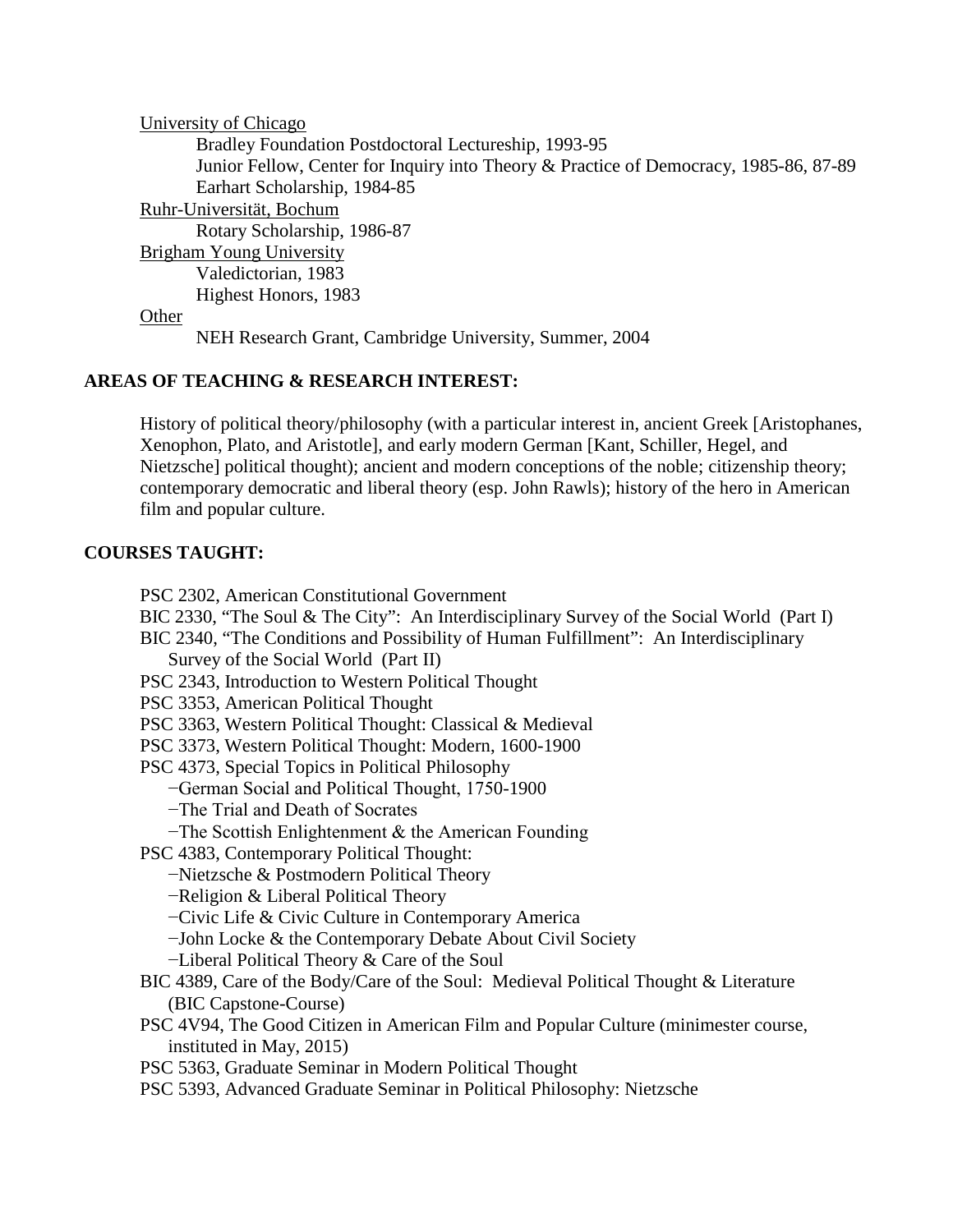University of Chicago

Bradley Foundation Postdoctoral Lectureship, 1993-95
Junior Fellow, Center for Inquiry into Theory & Practice of Democracy, 1985-86, 87-89
Earhart Scholarship, 1984-85

Ruhr-Universität, Bochum

Rotary Scholarship, 1986-87

Brigham Young University

Valedictorian, 1983
Highest Honors, 1983

Other

NEH Research Grant, Cambridge University, Summer, 2004

**AREAS OF TEACHING & RESEARCH INTEREST:**

History of political theory/philosophy (with a particular interest in, ancient Greek [Aristophanes, Xenophon, Plato, and Aristotle], and early modern German [Kant, Schiller, Hegel, and Nietzsche] political thought); ancient and modern conceptions of the noble; citizenship theory; contemporary democratic and liberal theory (esp. John Rawls); history of the hero in American film and popular culture.

**COURSES TAUGHT:**

PSC 2302, American Constitutional Government
BIC 2330, "The Soul & The City": An Interdisciplinary Survey of the Social World (Part I)
BIC 2340, "The Conditions and Possibility of Human Fulfillment": An Interdisciplinary Survey of the Social World (Part II)
PSC 2343, Introduction to Western Political Thought
PSC 3353, American Political Thought
PSC 3363, Western Political Thought: Classical & Medieval
PSC 3373, Western Political Thought: Modern, 1600-1900
PSC 4373, Special Topics in Political Philosophy
−German Social and Political Thought, 1750-1900
−The Trial and Death of Socrates
−The Scottish Enlightenment & the American Founding
PSC 4383, Contemporary Political Thought:
−Nietzsche & Postmodern Political Theory
−Religion & Liberal Political Theory
−Civic Life & Civic Culture in Contemporary America
−John Locke & the Contemporary Debate About Civil Society
−Liberal Political Theory & Care of the Soul
BIC 4389, Care of the Body/Care of the Soul: Medieval Political Thought & Literature (BIC Capstone-Course)
PSC 4V94, The Good Citizen in American Film and Popular Culture (minimester course, instituted in May, 2015)
PSC 5363, Graduate Seminar in Modern Political Thought
PSC 5393, Advanced Graduate Seminar in Political Philosophy: Nietzsche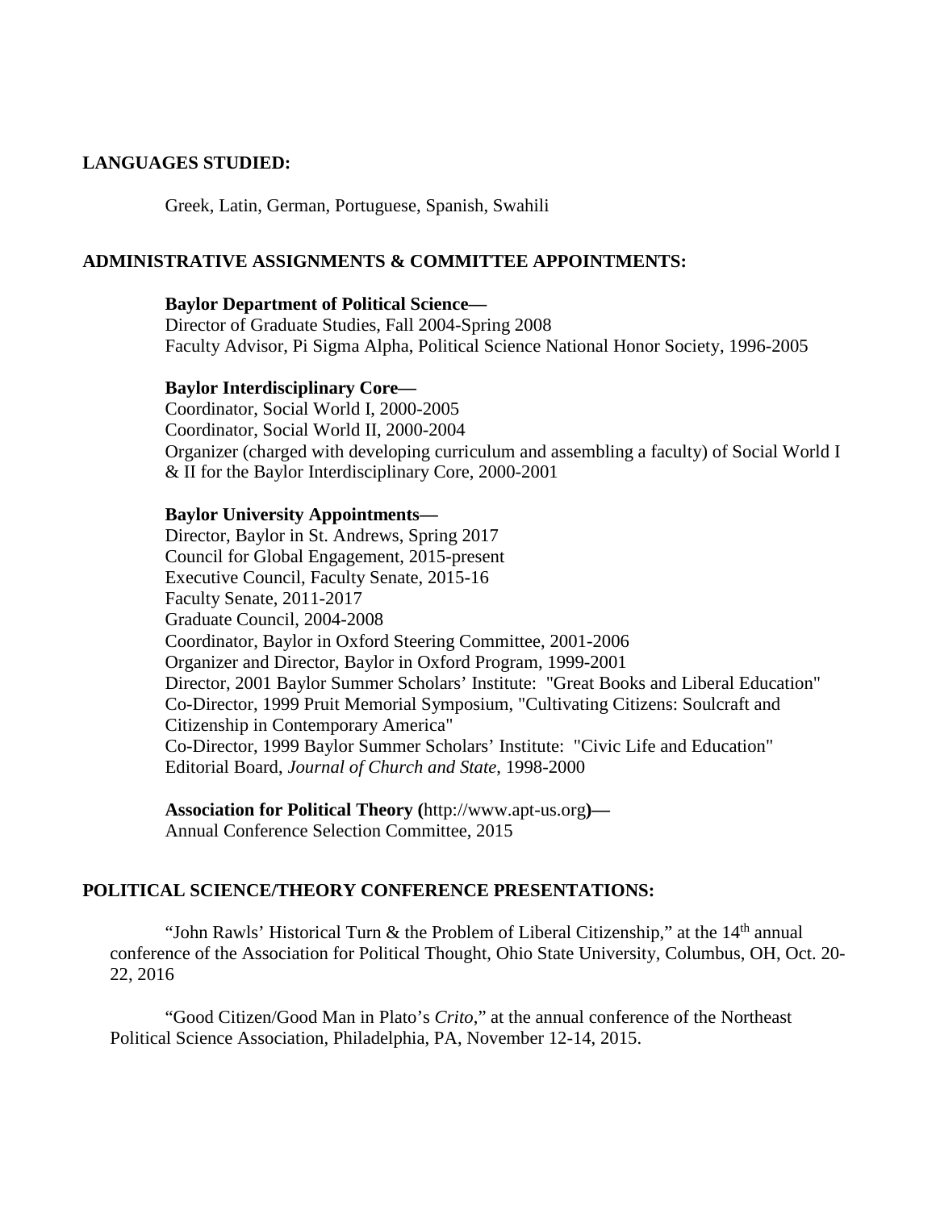## LANGUAGES STUDIED:

Greek, Latin, German, Portuguese, Spanish, Swahili

## ADMINISTRATIVE ASSIGNMENTS & COMMITTEE APPOINTMENTS:

**Baylor Department of Political Science—**
Director of Graduate Studies, Fall 2004-Spring 2008
Faculty Advisor, Pi Sigma Alpha, Political Science National Honor Society, 1996-2005

**Baylor Interdisciplinary Core—**
Coordinator, Social World I, 2000-2005
Coordinator, Social World II, 2000-2004
Organizer (charged with developing curriculum and assembling a faculty) of Social World I & II for the Baylor Interdisciplinary Core, 2000-2001

**Baylor University Appointments—**
Director, Baylor in St. Andrews, Spring 2017
Council for Global Engagement, 2015-present
Executive Council, Faculty Senate, 2015-16
Faculty Senate, 2011-2017
Graduate Council, 2004-2008
Coordinator, Baylor in Oxford Steering Committee, 2001-2006
Organizer and Director, Baylor in Oxford Program, 1999-2001
Director, 2001 Baylor Summer Scholars' Institute: "Great Books and Liberal Education"
Co-Director, 1999 Pruit Memorial Symposium, "Cultivating Citizens: Soulcraft and Citizenship in Contemporary America"
Co-Director, 1999 Baylor Summer Scholars' Institute: "Civic Life and Education"
Editorial Board, *Journal of Church and State*, 1998-2000

**Association for Political Theory (**http://www.apt-us.org**)—**
Annual Conference Selection Committee, 2015

## POLITICAL SCIENCE/THEORY CONFERENCE PRESENTATIONS:

"John Rawls' Historical Turn & the Problem of Liberal Citizenship," at the 14th annual conference of the Association for Political Thought, Ohio State University, Columbus, OH, Oct. 20-22, 2016

"Good Citizen/Good Man in Plato's *Crito*," at the annual conference of the Northeast Political Science Association, Philadelphia, PA, November 12-14, 2015.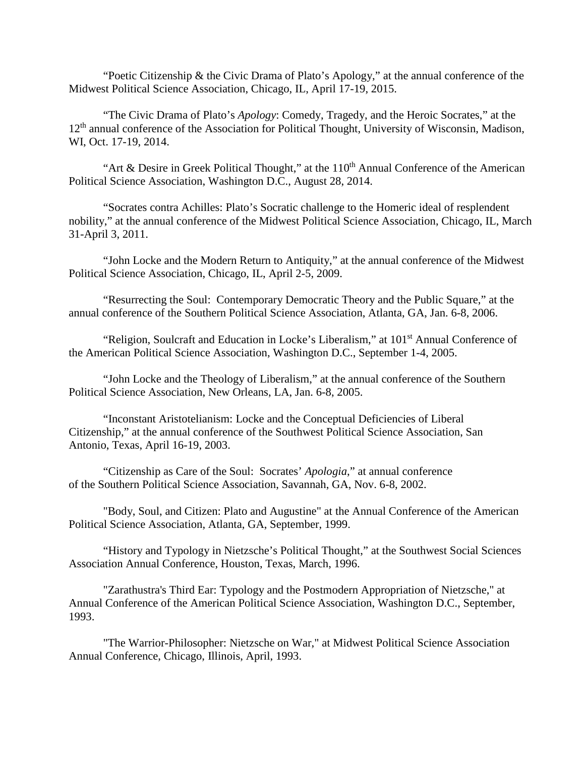"Poetic Citizenship & the Civic Drama of Plato's Apology," at the annual conference of the Midwest Political Science Association, Chicago, IL, April 17-19, 2015.

"The Civic Drama of Plato's *Apology*: Comedy, Tragedy, and the Heroic Socrates," at the 12th annual conference of the Association for Political Thought, University of Wisconsin, Madison, WI, Oct. 17-19, 2014.

"Art & Desire in Greek Political Thought," at the 110th Annual Conference of the American Political Science Association, Washington D.C., August 28, 2014.

"Socrates contra Achilles: Plato's Socratic challenge to the Homeric ideal of resplendent nobility," at the annual conference of the Midwest Political Science Association, Chicago, IL, March 31-April 3, 2011.

"John Locke and the Modern Return to Antiquity," at the annual conference of the Midwest Political Science Association, Chicago, IL, April 2-5, 2009.

"Resurrecting the Soul: Contemporary Democratic Theory and the Public Square," at the annual conference of the Southern Political Science Association, Atlanta, GA, Jan. 6-8, 2006.

"Religion, Soulcraft and Education in Locke's Liberalism," at 101st Annual Conference of the American Political Science Association, Washington D.C., September 1-4, 2005.

"John Locke and the Theology of Liberalism," at the annual conference of the Southern Political Science Association, New Orleans, LA, Jan. 6-8, 2005.

"Inconstant Aristotelianism: Locke and the Conceptual Deficiencies of Liberal Citizenship," at the annual conference of the Southwest Political Science Association, San Antonio, Texas, April 16-19, 2003.

"Citizenship as Care of the Soul: Socrates' *Apologia*," at annual conference of the Southern Political Science Association, Savannah, GA, Nov. 6-8, 2002.

"Body, Soul, and Citizen: Plato and Augustine" at the Annual Conference of the American Political Science Association, Atlanta, GA, September, 1999.

"History and Typology in Nietzsche's Political Thought," at the Southwest Social Sciences Association Annual Conference, Houston, Texas, March, 1996.

"Zarathustra's Third Ear: Typology and the Postmodern Appropriation of Nietzsche," at Annual Conference of the American Political Science Association, Washington D.C., September, 1993.

"The Warrior-Philosopher: Nietzsche on War," at Midwest Political Science Association Annual Conference, Chicago, Illinois, April, 1993.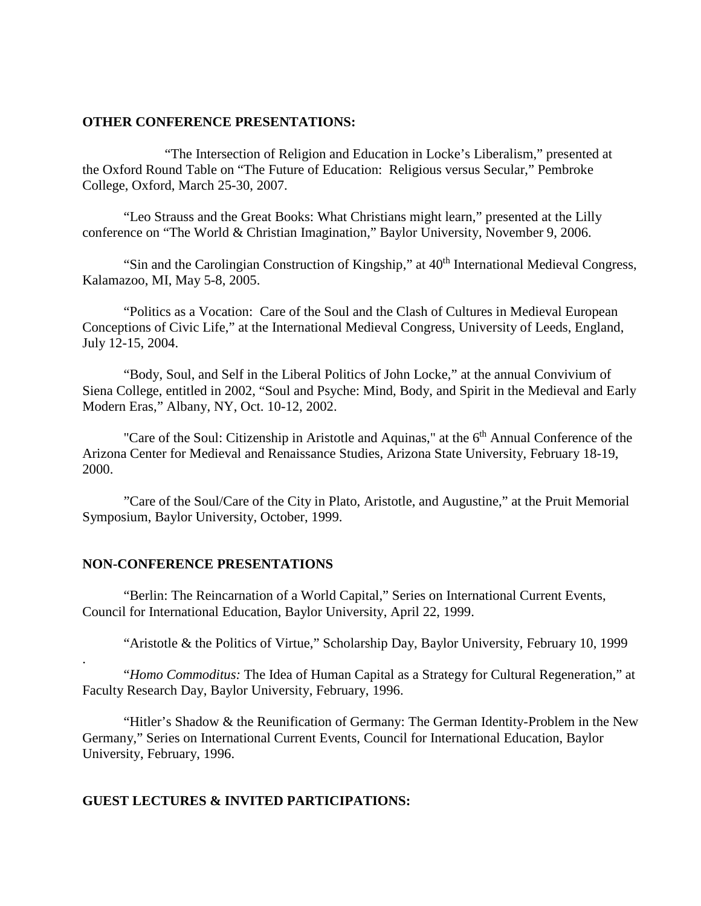**OTHER CONFERENCE PRESENTATIONS:**

"The Intersection of Religion and Education in Locke's Liberalism," presented at the Oxford Round Table on "The Future of Education: Religious versus Secular," Pembroke College, Oxford, March 25-30, 2007.

"Leo Strauss and the Great Books: What Christians might learn," presented at the Lilly conference on "The World & Christian Imagination," Baylor University, November 9, 2006.

"Sin and the Carolingian Construction of Kingship," at 40th International Medieval Congress, Kalamazoo, MI, May 5-8, 2005.

"Politics as a Vocation: Care of the Soul and the Clash of Cultures in Medieval European Conceptions of Civic Life," at the International Medieval Congress, University of Leeds, England, July 12-15, 2004.

"Body, Soul, and Self in the Liberal Politics of John Locke," at the annual Convivium of Siena College, entitled in 2002, "Soul and Psyche: Mind, Body, and Spirit in the Medieval and Early Modern Eras," Albany, NY, Oct. 10-12, 2002.

"Care of the Soul: Citizenship in Aristotle and Aquinas," at the 6th Annual Conference of the Arizona Center for Medieval and Renaissance Studies, Arizona State University, February 18-19, 2000.

"Care of the Soul/Care of the City in Plato, Aristotle, and Augustine," at the Pruit Memorial Symposium, Baylor University, October, 1999.

**NON-CONFERENCE PRESENTATIONS**

"Berlin: The Reincarnation of a World Capital," Series on International Current Events, Council for International Education, Baylor University, April 22, 1999.

"Aristotle & the Politics of Virtue," Scholarship Day, Baylor University, February 10, 1999

.

"*Homo Commoditus:* The Idea of Human Capital as a Strategy for Cultural Regeneration," at Faculty Research Day, Baylor University, February, 1996.

"Hitler's Shadow & the Reunification of Germany: The German Identity-Problem in the New Germany," Series on International Current Events, Council for International Education, Baylor University, February, 1996.

**GUEST LECTURES & INVITED PARTICIPATIONS:**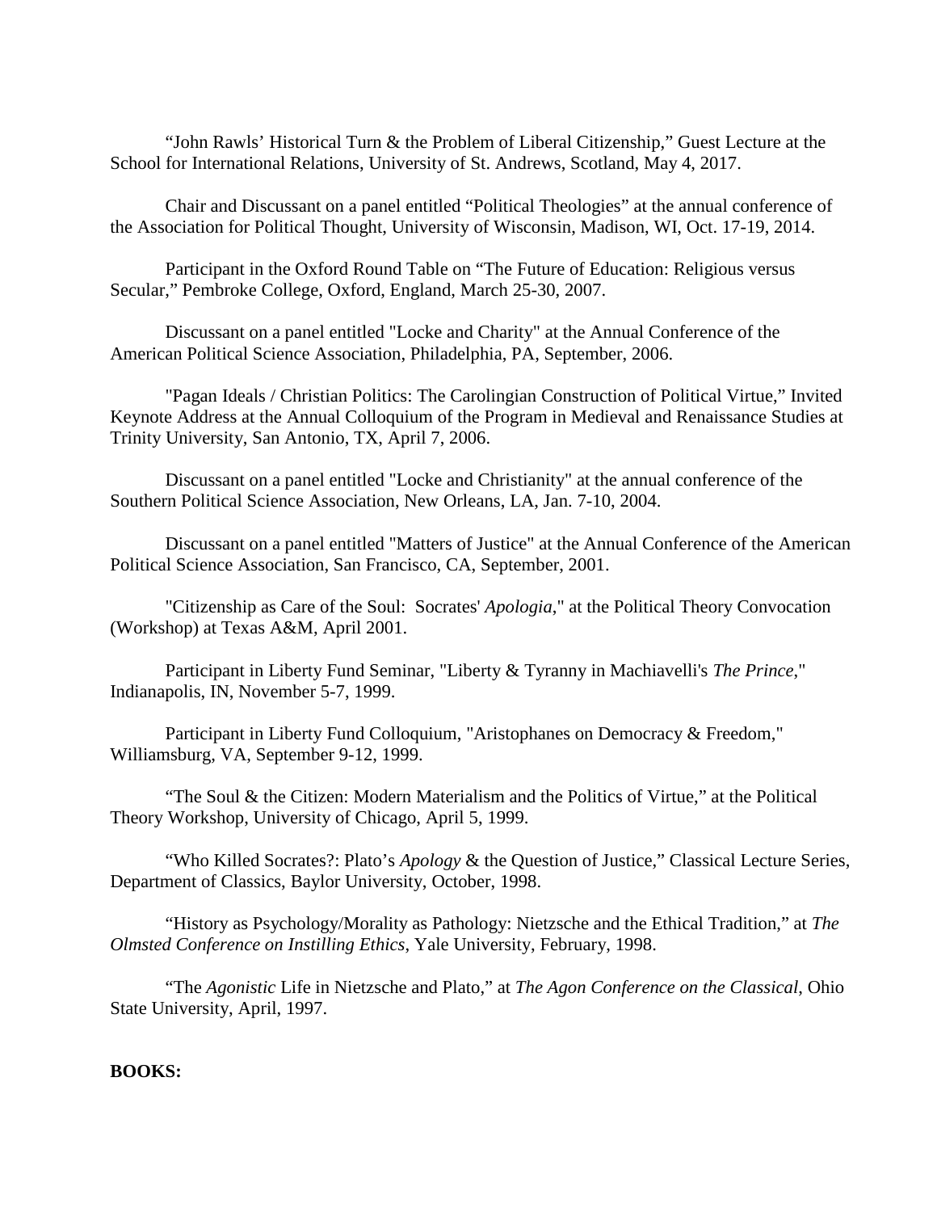"John Rawls' Historical Turn & the Problem of Liberal Citizenship," Guest Lecture at the School for International Relations, University of St. Andrews, Scotland, May 4, 2017.

Chair and Discussant on a panel entitled "Political Theologies" at the annual conference of the Association for Political Thought, University of Wisconsin, Madison, WI, Oct. 17-19, 2014.

Participant in the Oxford Round Table on "The Future of Education: Religious versus Secular," Pembroke College, Oxford, England, March 25-30, 2007.

Discussant on a panel entitled "Locke and Charity" at the Annual Conference of the American Political Science Association, Philadelphia, PA, September, 2006.

"Pagan Ideals / Christian Politics: The Carolingian Construction of Political Virtue," Invited Keynote Address at the Annual Colloquium of the Program in Medieval and Renaissance Studies at Trinity University, San Antonio, TX, April 7, 2006.

Discussant on a panel entitled "Locke and Christianity" at the annual conference of the Southern Political Science Association, New Orleans, LA, Jan. 7-10, 2004.

Discussant on a panel entitled "Matters of Justice" at the Annual Conference of the American Political Science Association, San Francisco, CA, September, 2001.

"Citizenship as Care of the Soul: Socrates' *Apologia*," at the Political Theory Convocation (Workshop) at Texas A&M, April 2001.

Participant in Liberty Fund Seminar, "Liberty & Tyranny in Machiavelli's *The Prince*," Indianapolis, IN, November 5-7, 1999.

Participant in Liberty Fund Colloquium, "Aristophanes on Democracy & Freedom," Williamsburg, VA, September 9-12, 1999.

"The Soul & the Citizen: Modern Materialism and the Politics of Virtue," at the Political Theory Workshop, University of Chicago, April 5, 1999.

"Who Killed Socrates?: Plato's *Apology* & the Question of Justice," Classical Lecture Series, Department of Classics, Baylor University, October, 1998.

"History as Psychology/Morality as Pathology: Nietzsche and the Ethical Tradition," at *The Olmsted Conference on Instilling Ethics*, Yale University, February, 1998.

"The *Agonistic* Life in Nietzsche and Plato," at *The Agon Conference on the Classical*, Ohio State University, April, 1997.

**BOOKS:**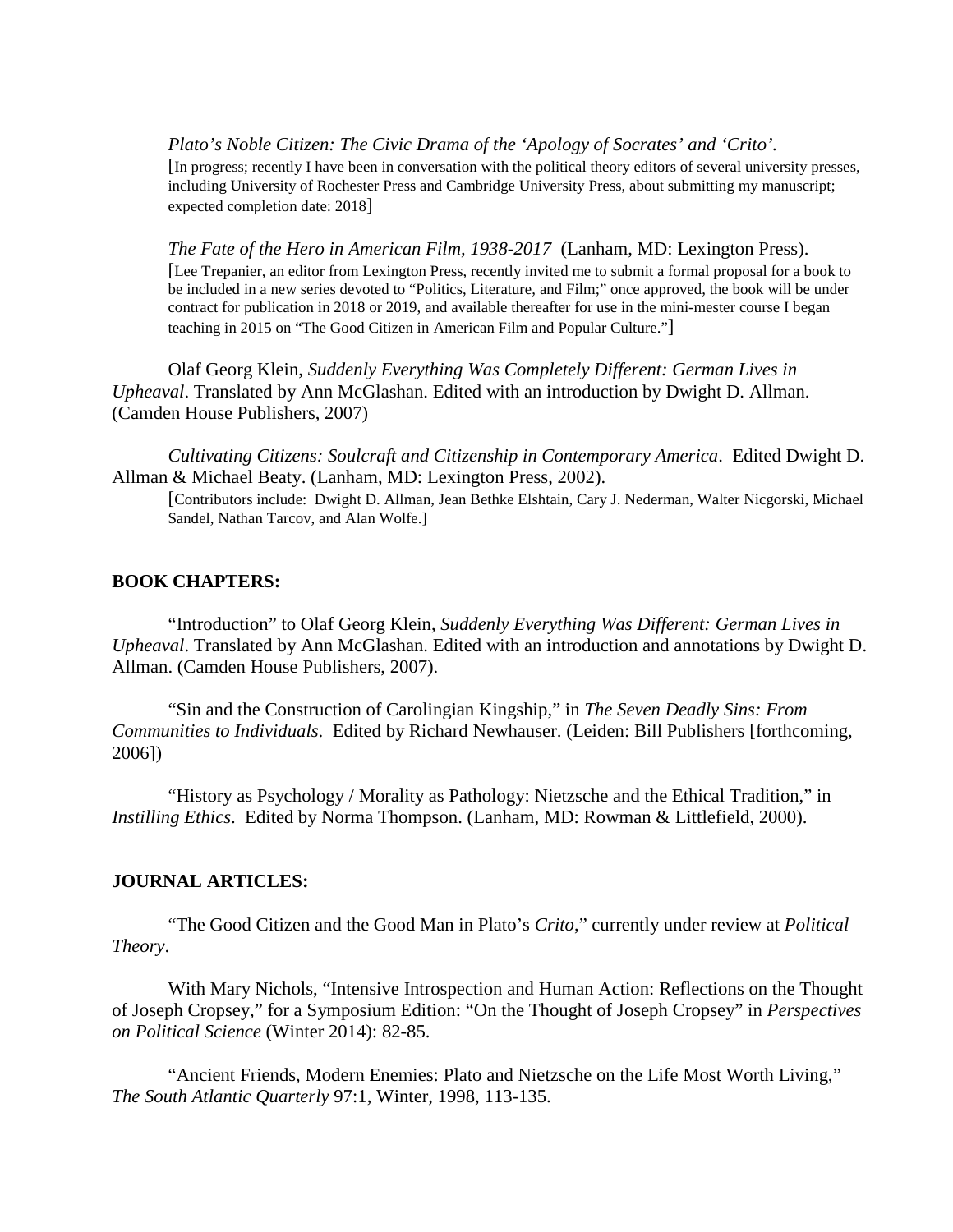*Plato's Noble Citizen: The Civic Drama of the 'Apology of Socrates' and 'Crito'.*
[In progress; recently I have been in conversation with the political theory editors of several university presses, including University of Rochester Press and Cambridge University Press, about submitting my manuscript; expected completion date: 2018]

*The Fate of the Hero in American Film, 1938-2017* (Lanham, MD: Lexington Press).
[Lee Trepanier, an editor from Lexington Press, recently invited me to submit a formal proposal for a book to be included in a new series devoted to "Politics, Literature, and Film;" once approved, the book will be under contract for publication in 2018 or 2019, and available thereafter for use in the mini-mester course I began teaching in 2015 on "The Good Citizen in American Film and Popular Culture."]

Olaf Georg Klein, *Suddenly Everything Was Completely Different: German Lives in Upheaval*. Translated by Ann McGlashan. Edited with an introduction by Dwight D. Allman. (Camden House Publishers, 2007)

*Cultivating Citizens: Soulcraft and Citizenship in Contemporary America*. Edited Dwight D. Allman & Michael Beaty. (Lanham, MD: Lexington Press, 2002).
[Contributors include: Dwight D. Allman, Jean Bethke Elshtain, Cary J. Nederman, Walter Nicgorski, Michael Sandel, Nathan Tarcov, and Alan Wolfe.]

**BOOK CHAPTERS:**

"Introduction" to Olaf Georg Klein, *Suddenly Everything Was Different: German Lives in Upheaval*. Translated by Ann McGlashan. Edited with an introduction and annotations by Dwight D. Allman. (Camden House Publishers, 2007).

"Sin and the Construction of Carolingian Kingship," in *The Seven Deadly Sins: From Communities to Individuals*. Edited by Richard Newhauser. (Leiden: Bill Publishers [forthcoming, 2006])

"History as Psychology / Morality as Pathology: Nietzsche and the Ethical Tradition," in *Instilling Ethics*. Edited by Norma Thompson. (Lanham, MD: Rowman & Littlefield, 2000).

**JOURNAL ARTICLES:**

"The Good Citizen and the Good Man in Plato's *Crito*," currently under review at *Political Theory*.

With Mary Nichols, "Intensive Introspection and Human Action: Reflections on the Thought of Joseph Cropsey," for a Symposium Edition: "On the Thought of Joseph Cropsey" in *Perspectives on Political Science* (Winter 2014): 82-85.

"Ancient Friends, Modern Enemies: Plato and Nietzsche on the Life Most Worth Living," *The South Atlantic Quarterly* 97:1, Winter, 1998, 113-135.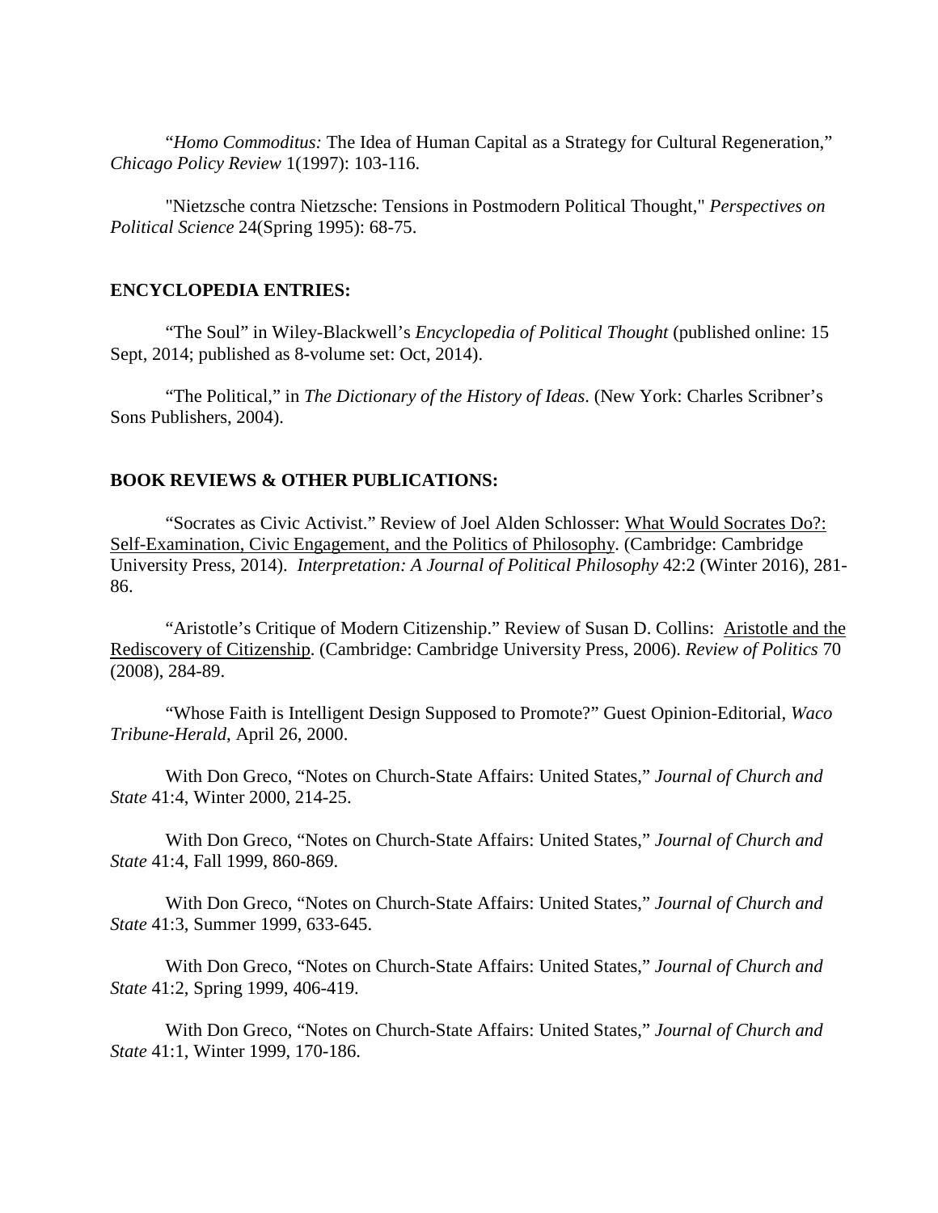"*Homo Commoditus:* The Idea of Human Capital as a Strategy for Cultural Regeneration," *Chicago Policy Review* 1(1997): 103-116.

"Nietzsche contra Nietzsche: Tensions in Postmodern Political Thought," *Perspectives on Political Science* 24(Spring 1995): 68-75.

**ENCYCLOPEDIA ENTRIES:**

"The Soul" in Wiley-Blackwell's *Encyclopedia of Political Thought* (published online: 15 Sept, 2014; published as 8-volume set: Oct, 2014).

"The Political," in *The Dictionary of the History of Ideas*. (New York: Charles Scribner's Sons Publishers, 2004).

**BOOK REVIEWS & OTHER PUBLICATIONS:**

"Socrates as Civic Activist." Review of Joel Alden Schlosser: <u>What Would Socrates Do?: Self-Examination, Civic Engagement, and the Politics of Philosophy</u>. (Cambridge: Cambridge University Press, 2014). *Interpretation: A Journal of Political Philosophy* 42:2 (Winter 2016), 281-86.

"Aristotle's Critique of Modern Citizenship." Review of Susan D. Collins: <u>Aristotle and the Rediscovery of Citizenship</u>. (Cambridge: Cambridge University Press, 2006). *Review of Politics* 70 (2008), 284-89.

"Whose Faith is Intelligent Design Supposed to Promote?" Guest Opinion-Editorial, *Waco Tribune-Herald*, April 26, 2000.

With Don Greco, "Notes on Church-State Affairs: United States," *Journal of Church and State* 41:4, Winter 2000, 214-25.

With Don Greco, "Notes on Church-State Affairs: United States," *Journal of Church and State* 41:4, Fall 1999, 860-869.

With Don Greco, "Notes on Church-State Affairs: United States," *Journal of Church and State* 41:3, Summer 1999, 633-645.

With Don Greco, "Notes on Church-State Affairs: United States," *Journal of Church and State* 41:2, Spring 1999, 406-419.

With Don Greco, "Notes on Church-State Affairs: United States," *Journal of Church and State* 41:1, Winter 1999, 170-186.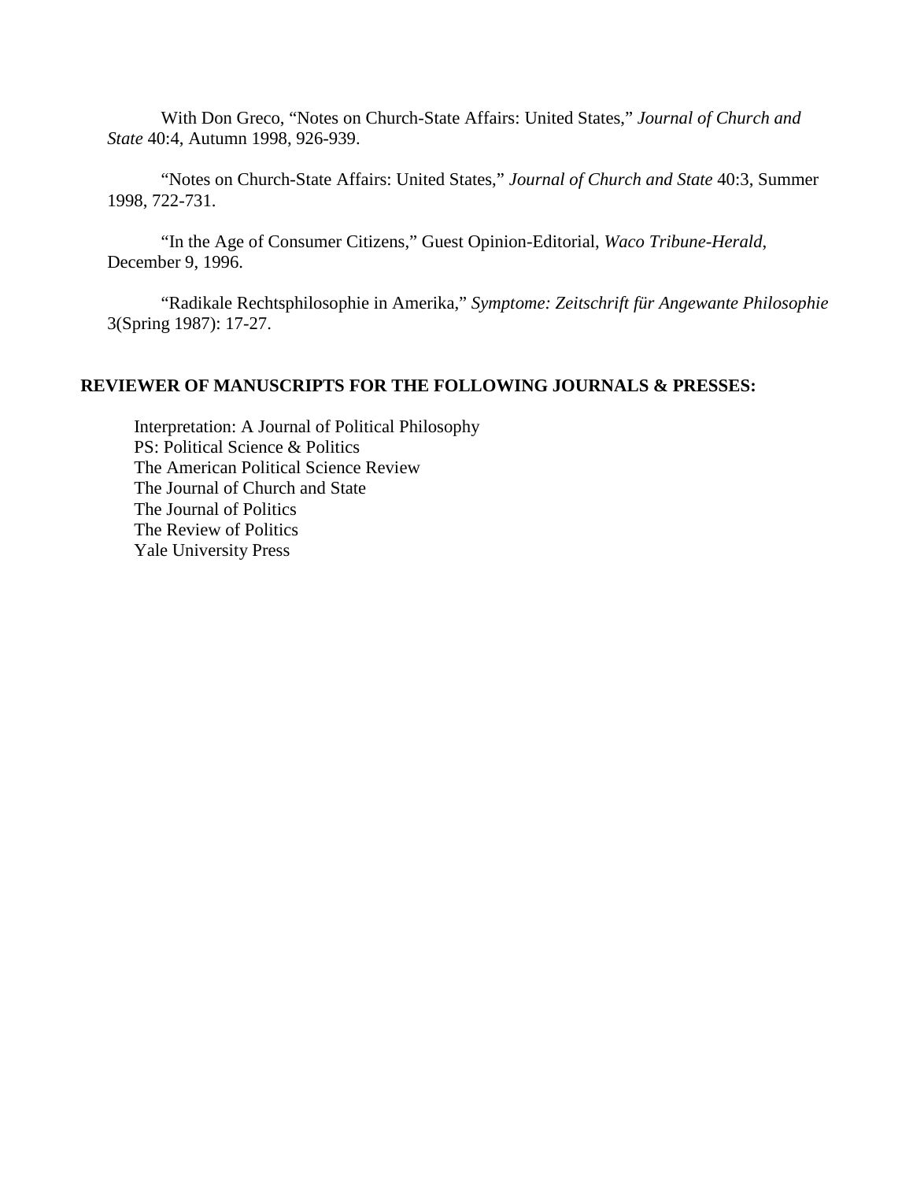With Don Greco, "Notes on Church-State Affairs: United States," *Journal of Church and State* 40:4, Autumn 1998, 926-939.

"Notes on Church-State Affairs: United States," *Journal of Church and State* 40:3, Summer 1998, 722-731.

"In the Age of Consumer Citizens," Guest Opinion-Editorial, *Waco Tribune-Herald*, December 9, 1996.

"Radikale Rechtsphilosophie in Amerika," *Symptome: Zeitschrift für Angewante Philosophie* 3(Spring 1987): 17-27.

## REVIEWER OF MANUSCRIPTS FOR THE FOLLOWING JOURNALS & PRESSES:

Interpretation: A Journal of Political Philosophy
PS: Political Science & Politics
The American Political Science Review
The Journal of Church and State
The Journal of Politics
The Review of Politics
Yale University Press